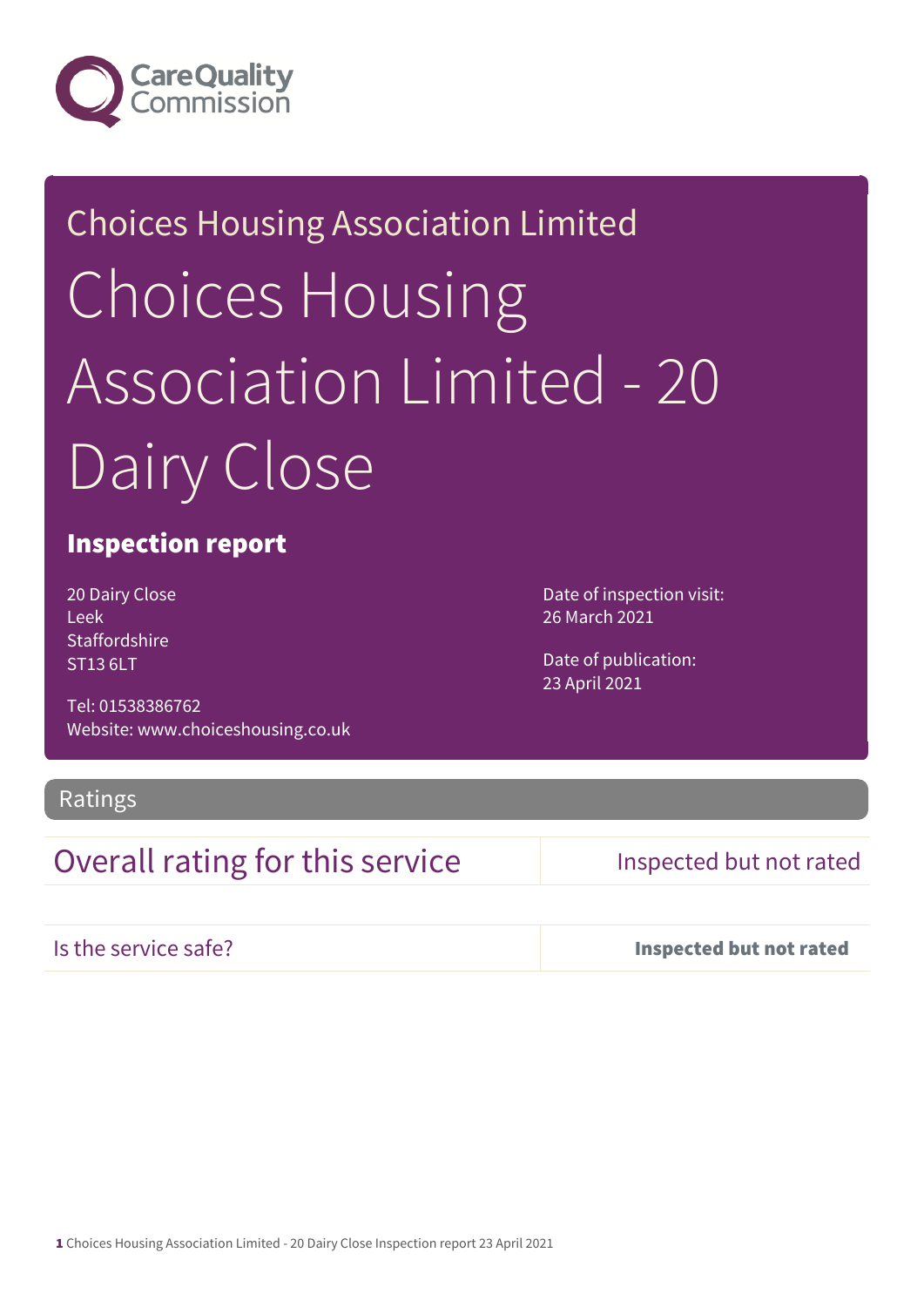Choices Housing Association Limited

# Choices Housing Association Limited - 20 Dairy Close

## Inspection report

20 Dairy Close
Leek
Staffordshire
ST13 6LT

Tel: 01538386762
Website: www.choiceshousing.co.uk

Date of inspection visit:
26 March 2021

Date of publication:
23 April 2021

## Ratings

| | |
|---|---|
| Overall rating for this service | Inspected but not rated |
| Is the service safe? | **Inspected but not rated** |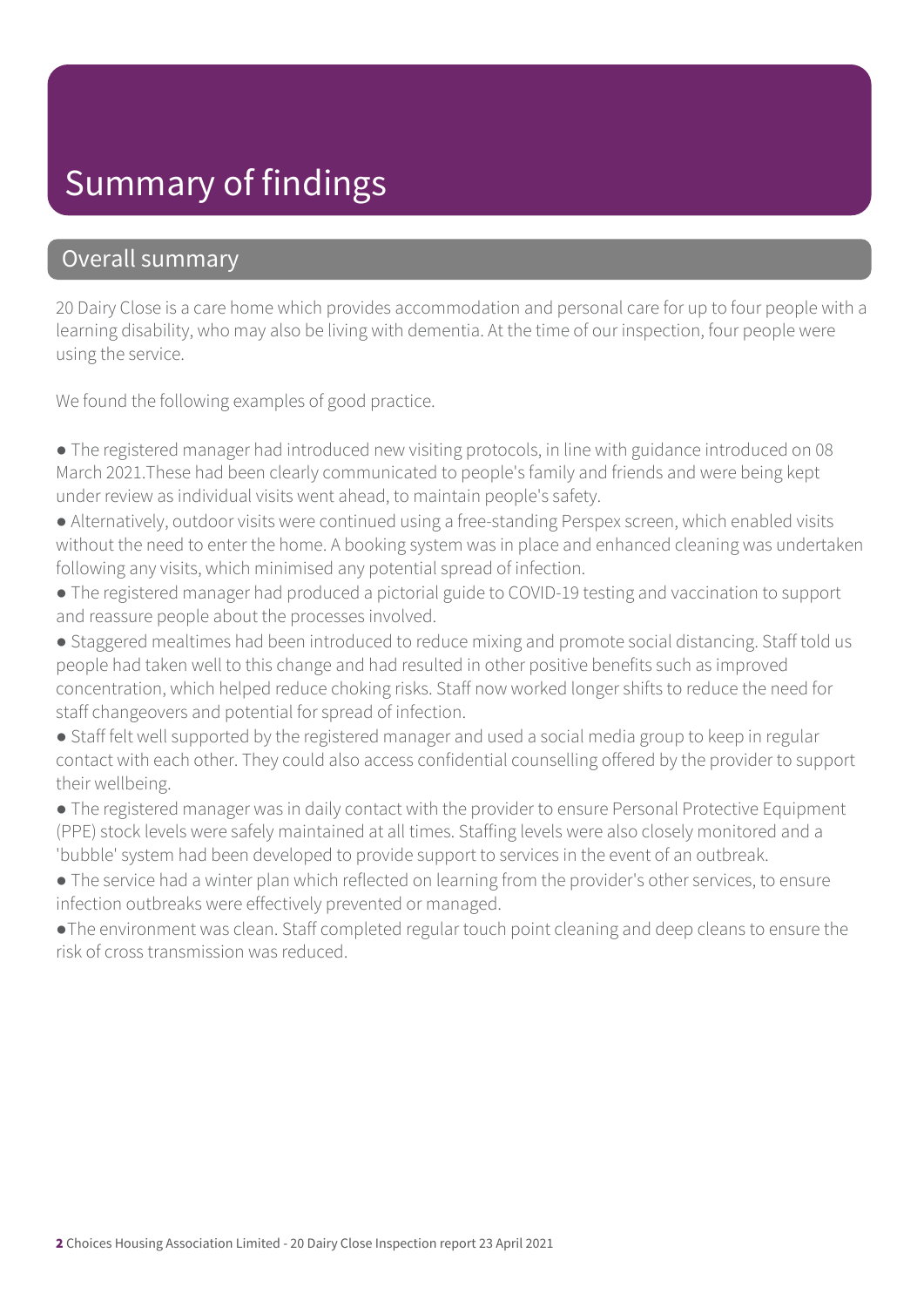# Summary of findings

## Overall summary

20 Dairy Close is a care home which provides accommodation and personal care for up to four people with a learning disability, who may also be living with dementia. At the time of our inspection, four people were using the service.

We found the following examples of good practice.

- The registered manager had introduced new visiting protocols, in line with guidance introduced on 08 March 2021.These had been clearly communicated to people's family and friends and were being kept under review as individual visits went ahead, to maintain people's safety.
- Alternatively, outdoor visits were continued using a free-standing Perspex screen, which enabled visits without the need to enter the home. A booking system was in place and enhanced cleaning was undertaken following any visits, which minimised any potential spread of infection.
- The registered manager had produced a pictorial guide to COVID-19 testing and vaccination to support and reassure people about the processes involved.
- Staggered mealtimes had been introduced to reduce mixing and promote social distancing. Staff told us people had taken well to this change and had resulted in other positive benefits such as improved concentration, which helped reduce choking risks. Staff now worked longer shifts to reduce the need for staff changeovers and potential for spread of infection.
- Staff felt well supported by the registered manager and used a social media group to keep in regular contact with each other. They could also access confidential counselling offered by the provider to support their wellbeing.
- The registered manager was in daily contact with the provider to ensure Personal Protective Equipment (PPE) stock levels were safely maintained at all times. Staffing levels were also closely monitored and a 'bubble' system had been developed to provide support to services in the event of an outbreak.
- The service had a winter plan which reflected on learning from the provider's other services, to ensure infection outbreaks were effectively prevented or managed.
- The environment was clean. Staff completed regular touch point cleaning and deep cleans to ensure the risk of cross transmission was reduced.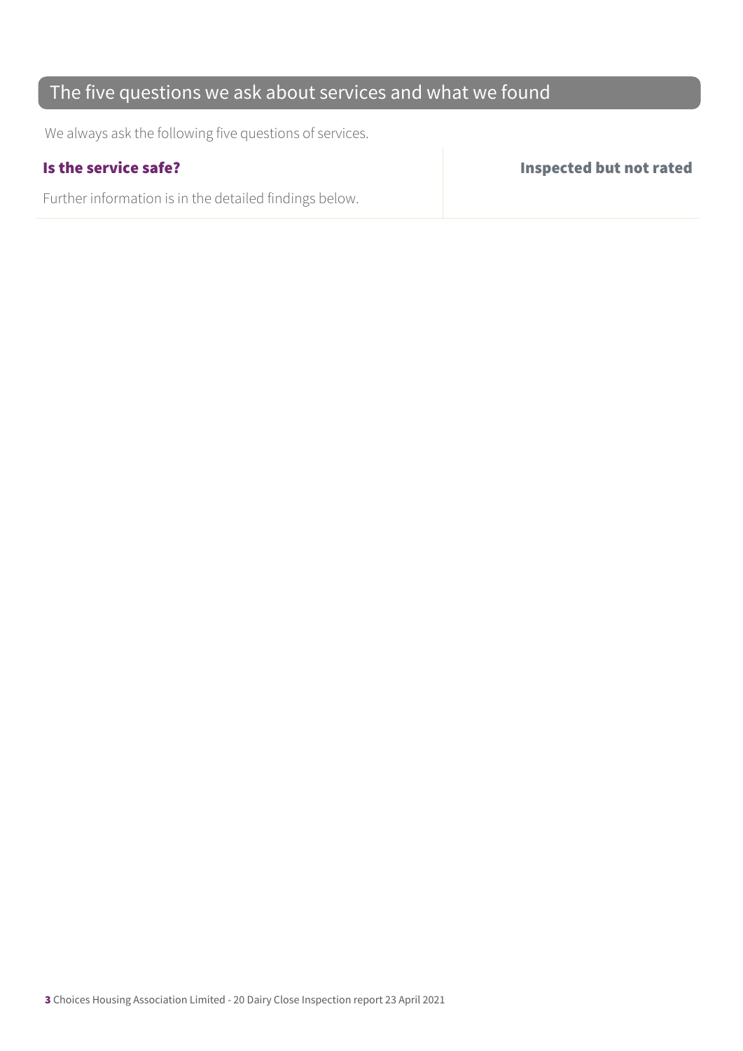## The five questions we ask about services and what we found

We always ask the following five questions of services.

| **Is the service safe?** | **Inspected but not rated** |
| --- | --- |
| Further information is in the detailed findings below. | |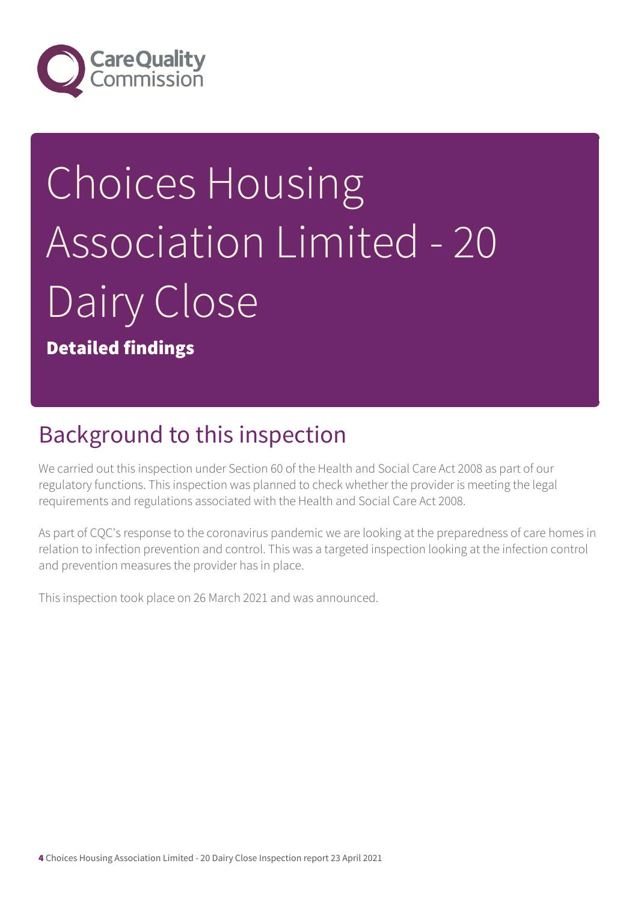# Choices Housing Association Limited - 20 Dairy Close

**Detailed findings**

## Background to this inspection

We carried out this inspection under Section 60 of the Health and Social Care Act 2008 as part of our regulatory functions. This inspection was planned to check whether the provider is meeting the legal requirements and regulations associated with the Health and Social Care Act 2008.

As part of CQC's response to the coronavirus pandemic we are looking at the preparedness of care homes in relation to infection prevention and control. This was a targeted inspection looking at the infection control and prevention measures the provider has in place.

This inspection took place on 26 March 2021 and was announced.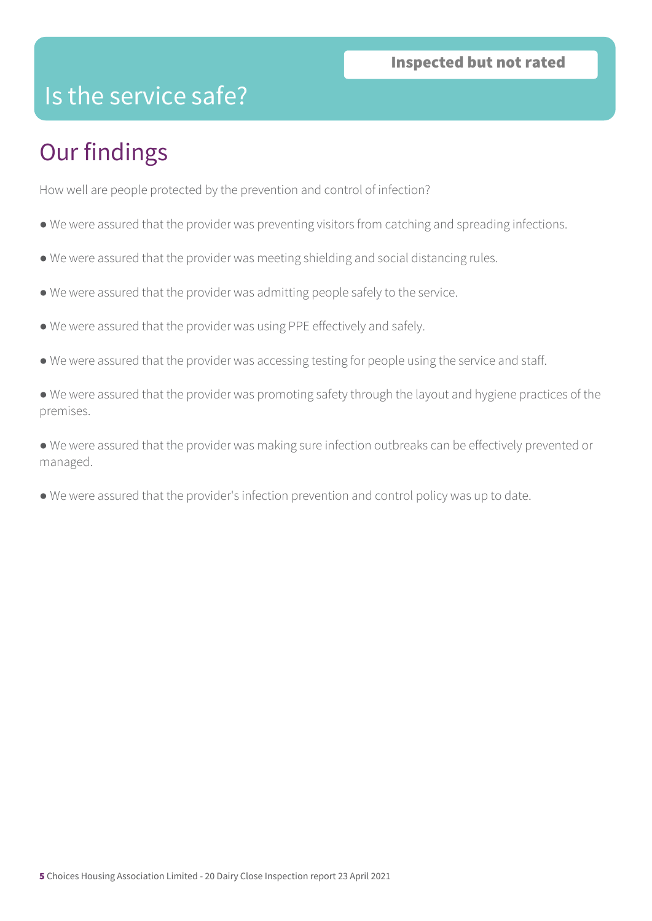# Is the service safe?

**Inspected but not rated**

## Our findings

How well are people protected by the prevention and control of infection?

- We were assured that the provider was preventing visitors from catching and spreading infections.
- We were assured that the provider was meeting shielding and social distancing rules.
- We were assured that the provider was admitting people safely to the service.
- We were assured that the provider was using PPE effectively and safely.
- We were assured that the provider was accessing testing for people using the service and staff.
- We were assured that the provider was promoting safety through the layout and hygiene practices of the premises.
- We were assured that the provider was making sure infection outbreaks can be effectively prevented or managed.
- We were assured that the provider's infection prevention and control policy was up to date.